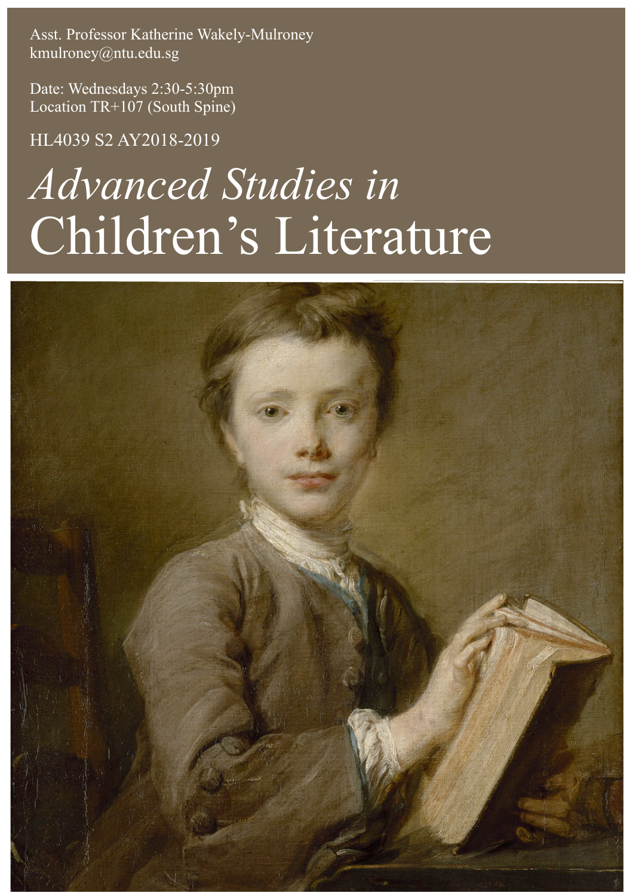Asst. Professor Katherine Wakely-Mulroney
kmulroney@ntu.edu.sg

Date: Wednesdays 2:30-5:30pm
Location TR+107 (South Spine)

HL4039 S2 AY2018-2019

# *Advanced Studies in* Children's Literature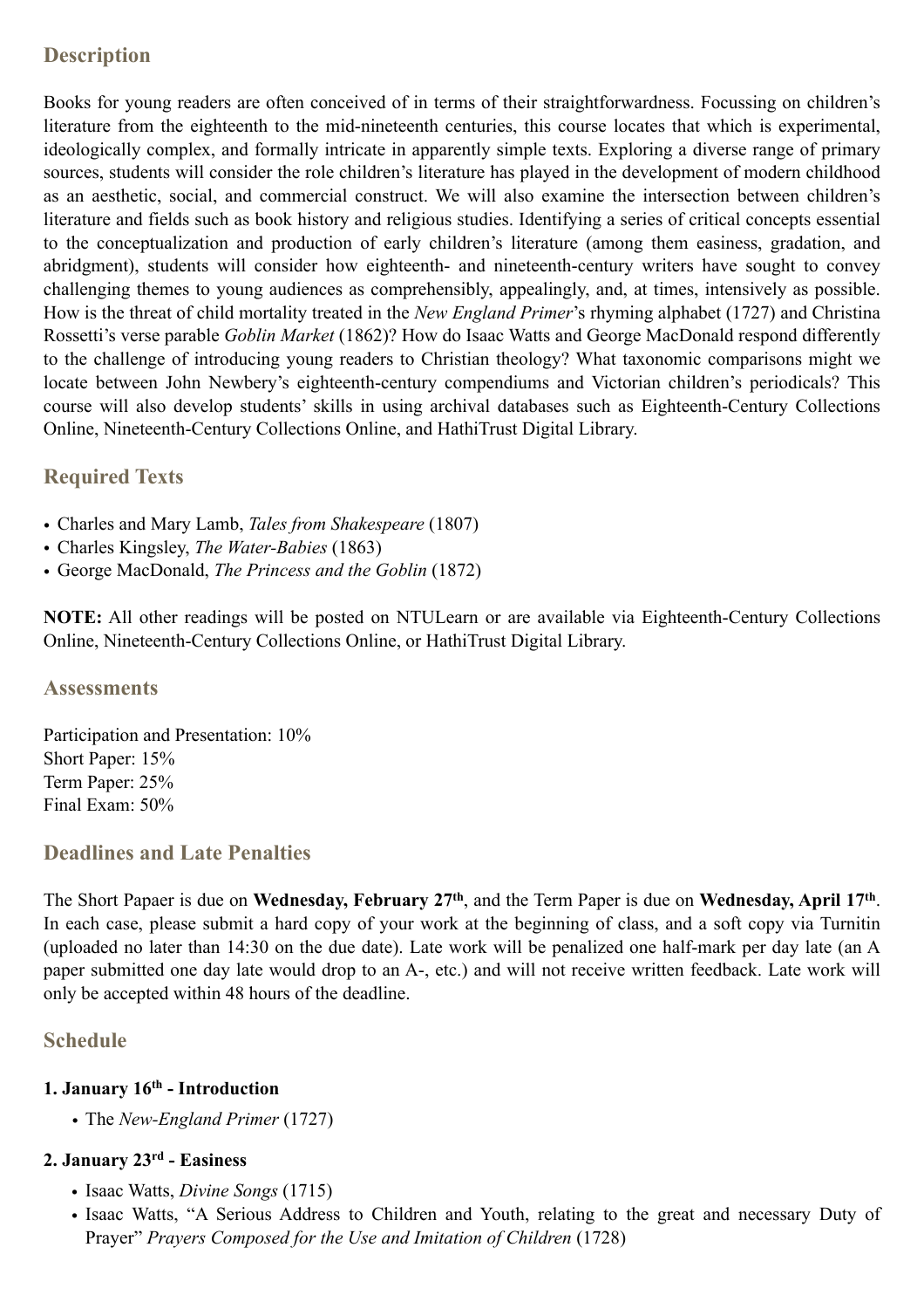## Description

Books for young readers are often conceived of in terms of their straightforwardness. Focussing on children's literature from the eighteenth to the mid-nineteenth centuries, this course locates that which is experimental, ideologically complex, and formally intricate in apparently simple texts. Exploring a diverse range of primary sources, students will consider the role children's literature has played in the development of modern childhood as an aesthetic, social, and commercial construct. We will also examine the intersection between children's literature and fields such as book history and religious studies. Identifying a series of critical concepts essential to the conceptualization and production of early children's literature (among them easiness, gradation, and abridgment), students will consider how eighteenth- and nineteenth-century writers have sought to convey challenging themes to young audiences as comprehensibly, appealingly, and, at times, intensively as possible. How is the threat of child mortality treated in the *New England Primer*'s rhyming alphabet (1727) and Christina Rossetti's verse parable *Goblin Market* (1862)? How do Isaac Watts and George MacDonald respond differently to the challenge of introducing young readers to Christian theology? What taxonomic comparisons might we locate between John Newbery's eighteenth-century compendiums and Victorian children's periodicals? This course will also develop students' skills in using archival databases such as Eighteenth-Century Collections Online, Nineteenth-Century Collections Online, and HathiTrust Digital Library.

## Required Texts

- Charles and Mary Lamb, *Tales from Shakespeare* (1807)
- Charles Kingsley, *The Water-Babies* (1863)
- George MacDonald, *The Princess and the Goblin* (1872)

**NOTE:** All other readings will be posted on NTULearn or are available via Eighteenth-Century Collections Online, Nineteenth-Century Collections Online, or HathiTrust Digital Library.

## Assessments

Participation and Presentation: 10%
Short Paper: 15%
Term Paper: 25%
Final Exam: 50%

## Deadlines and Late Penalties

The Short Papaer is due on **Wednesday, February 27th**, and the Term Paper is due on **Wednesday, April 17th**. In each case, please submit a hard copy of your work at the beginning of class, and a soft copy via Turnitin (uploaded no later than 14:30 on the due date). Late work will be penalized one half-mark per day late (an A paper submitted one day late would drop to an A-, etc.) and will not receive written feedback. Late work will only be accepted within 48 hours of the deadline.

## Schedule

### 1. January 16th - Introduction

- The *New-England Primer* (1727)

### 2. January 23rd - Easiness

- Isaac Watts, *Divine Songs* (1715)
- Isaac Watts, "A Serious Address to Children and Youth, relating to the great and necessary Duty of Prayer" *Prayers Composed for the Use and Imitation of Children* (1728)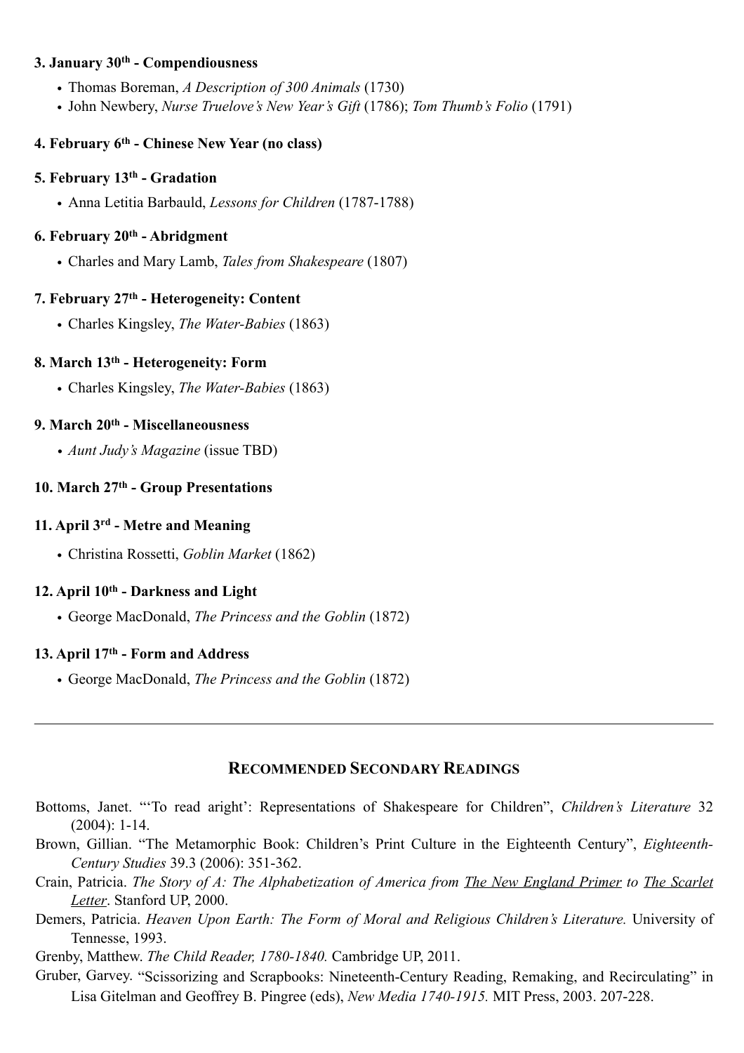**3. January 30th - Compendiousness**

- Thomas Boreman, *A Description of 300 Animals* (1730)
- John Newbery, *Nurse Truelove's New Year's Gift* (1786); *Tom Thumb's Folio* (1791)

**4. February 6th - Chinese New Year (no class)**

**5. February 13th - Gradation**

- Anna Letitia Barbauld, *Lessons for Children* (1787-1788)

**6. February 20th - Abridgment**

- Charles and Mary Lamb, *Tales from Shakespeare* (1807)

**7. February 27th - Heterogeneity: Content**

- Charles Kingsley, *The Water-Babies* (1863)

**8. March 13th - Heterogeneity: Form**

- Charles Kingsley, *The Water-Babies* (1863)

**9. March 20th - Miscellaneousness**

- *Aunt Judy's Magazine* (issue TBD)

**10. March 27th - Group Presentations**

**11. April 3rd - Metre and Meaning**

- Christina Rossetti, *Goblin Market* (1862)

**12. April 10th - Darkness and Light**

- George MacDonald, *The Princess and the Goblin* (1872)

**13. April 17th - Form and Address**

- George MacDonald, *The Princess and the Goblin* (1872)

---

## RECOMMENDED SECONDARY READINGS

Bottoms, Janet. "'To read aright': Representations of Shakespeare for Children", *Children's Literature* 32 (2004): 1-14.

Brown, Gillian. "The Metamorphic Book: Children's Print Culture in the Eighteenth Century", *Eighteenth-Century Studies* 39.3 (2006): 351-362.

Crain, Patricia. *The Story of A: The Alphabetization of America from The New England Primer to The Scarlet Letter*. Stanford UP, 2000.

Demers, Patricia. *Heaven Upon Earth: The Form of Moral and Religious Children's Literature.* University of Tennessee, 1993.

Grenby, Matthew. *The Child Reader, 1780-1840.* Cambridge UP, 2011.

Gruber, Garvey. "Scissorizing and Scrapbooks: Nineteenth-Century Reading, Remaking, and Recirculating" in Lisa Gitelman and Geoffrey B. Pingree (eds), *New Media 1740-1915.* MIT Press, 2003. 207-228.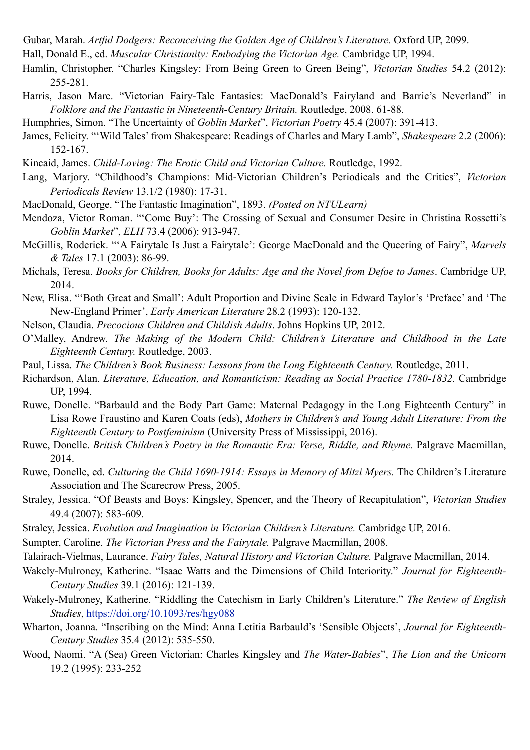Gubar, Marah. *Artful Dodgers: Reconceiving the Golden Age of Children's Literature.* Oxford UP, 2099.

Hall, Donald E., ed. *Muscular Christianity: Embodying the Victorian Age.* Cambridge UP, 1994.

Hamlin, Christopher. "Charles Kingsley: From Being Green to Green Being", *Victorian Studies* 54.2 (2012): 255-281.

Harris, Jason Marc. "Victorian Fairy-Tale Fantasies: MacDonald's Fairyland and Barrie's Neverland" in *Folklore and the Fantastic in Nineteenth-Century Britain.* Routledge, 2008. 61-88.

Humphries, Simon. "The Uncertainty of *Goblin Market*", *Victorian Poetry* 45.4 (2007): 391-413.

James, Felicity. "'Wild Tales' from Shakespeare: Readings of Charles and Mary Lamb", *Shakespeare* 2.2 (2006): 152-167.

Kincaid, James. *Child-Loving: The Erotic Child and Victorian Culture.* Routledge, 1992.

Lang, Marjory. "Childhood's Champions: Mid-Victorian Children's Periodicals and the Critics", *Victorian Periodicals Review* 13.1/2 (1980): 17-31.

MacDonald, George. "The Fantastic Imagination", 1893. *(Posted on NTULearn)*

Mendoza, Victor Roman. "'Come Buy': The Crossing of Sexual and Consumer Desire in Christina Rossetti's *Goblin Market*", *ELH* 73.4 (2006): 913-947.

McGillis, Roderick. "'A Fairytale Is Just a Fairytale': George MacDonald and the Queering of Fairy", *Marvels & Tales* 17.1 (2003): 86-99.

Michals, Teresa. *Books for Children, Books for Adults: Age and the Novel from Defoe to James*. Cambridge UP, 2014.

New, Elisa. "'Both Great and Small': Adult Proportion and Divine Scale in Edward Taylor's 'Preface' and 'The New-England Primer', *Early American Literature* 28.2 (1993): 120-132.

Nelson, Claudia. *Precocious Children and Childish Adults*. Johns Hopkins UP, 2012.

O'Malley, Andrew. *The Making of the Modern Child: Children's Literature and Childhood in the Late Eighteenth Century.* Routledge, 2003.

Paul, Lissa. *The Children's Book Business: Lessons from the Long Eighteenth Century.* Routledge, 2011.

Richardson, Alan. *Literature, Education, and Romanticism: Reading as Social Practice 1780-1832.* Cambridge UP, 1994.

Ruwe, Donelle. "Barbauld and the Body Part Game: Maternal Pedagogy in the Long Eighteenth Century" in Lisa Rowe Fraustino and Karen Coats (eds), *Mothers in Children's and Young Adult Literature: From the Eighteenth Century to Postfeminism* (University Press of Mississippi, 2016).

Ruwe, Donelle. *British Children's Poetry in the Romantic Era: Verse, Riddle, and Rhyme.* Palgrave Macmillan, 2014.

Ruwe, Donelle, ed. *Culturing the Child 1690-1914: Essays in Memory of Mitzi Myers.* The Children's Literature Association and The Scarecrow Press, 2005.

Straley, Jessica. "Of Beasts and Boys: Kingsley, Spencer, and the Theory of Recapitulation", *Victorian Studies* 49.4 (2007): 583-609.

Straley, Jessica. *Evolution and Imagination in Victorian Children's Literature.* Cambridge UP, 2016.

Sumpter, Caroline. *The Victorian Press and the Fairytale.* Palgrave Macmillan, 2008.

Talairach-Vielmas, Laurence. *Fairy Tales, Natural History and Victorian Culture.* Palgrave Macmillan, 2014.

Wakely-Mulroney, Katherine. "Isaac Watts and the Dimensions of Child Interiority." *Journal for Eighteenth-Century Studies* 39.1 (2016): 121-139.

Wakely-Mulroney, Katherine. "Riddling the Catechism in Early Children's Literature." *The Review of English Studies*, https://doi.org/10.1093/res/hgy088

Wharton, Joanna. "Inscribing on the Mind: Anna Letitia Barbauld's 'Sensible Objects', *Journal for Eighteenth-Century Studies* 35.4 (2012): 535-550.

Wood, Naomi. "A (Sea) Green Victorian: Charles Kingsley and *The Water-Babies*", *The Lion and the Unicorn* 19.2 (1995): 233-252